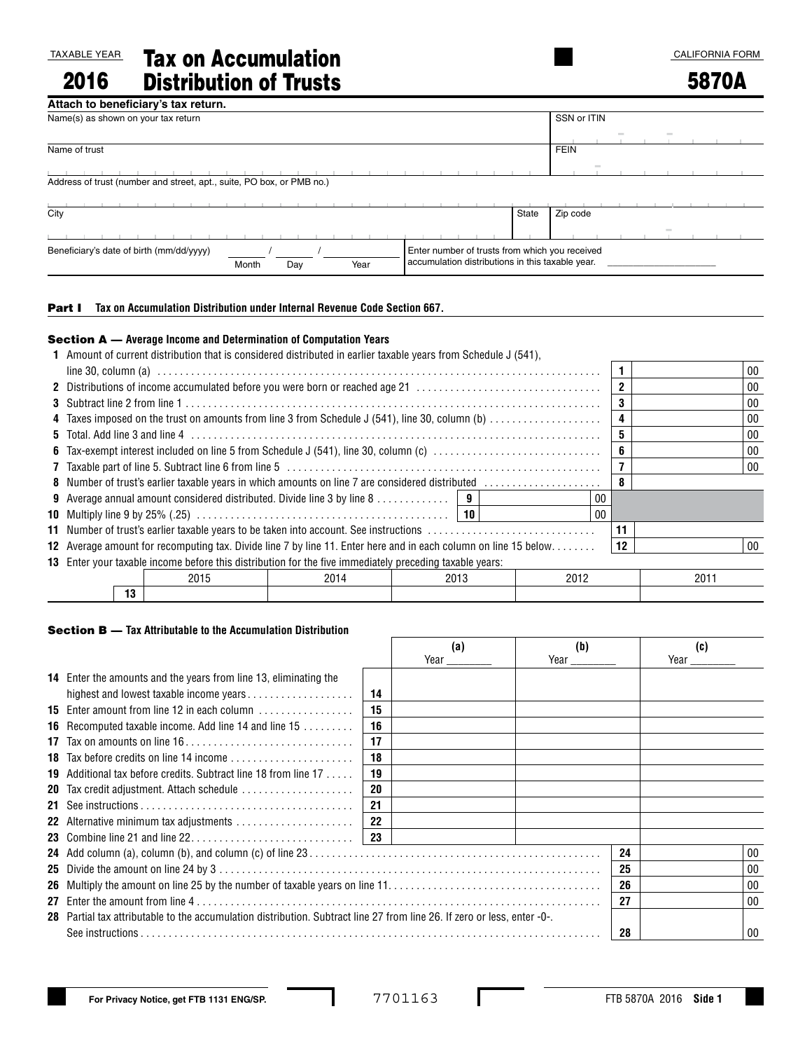TAXABLE YEAR

**2016**

# Tax on Accumulation Distribution of Trusts

CALIFORNIA FORM

**5870A**

**Attach to beneficiary's tax return.**

| Name(s) as shown on your tax return | | SSN or ITIN |
|---|---|---|
| Name of trust | | FEIN |
| Address of trust (number and street, apt., suite, PO box, or PMB no.) | | |
| City | State | Zip code |

Beneficiary's date of birth (mm/dd/yyyy) _____ / _____ / _________ (Month Day Year)

Enter number of trusts from which you received accumulation distributions in this taxable year. ____________

## Part I Tax on Accumulation Distribution under Internal Revenue Code Section 667.

### Section A — Average Income and Determination of Computation Years

| | | Line | Amount |
|---|---|---|---|
| 1 | Amount of current distribution that is considered distributed in earlier taxable years from Schedule J (541), line 30, column (a) | 1 | 00 |
| 2 | Distributions of income accumulated before you were born or reached age 21 | 2 | 00 |
| 3 | Subtract line 2 from line 1 | 3 | 00 |
| 4 | Taxes imposed on the trust on amounts from line 3 from Schedule J (541), line 30, column (b) | 4 | 00 |
| 5 | Total. Add line 3 and line 4 | 5 | 00 |
| 6 | Tax-exempt interest included on line 5 from Schedule J (541), line 30, column (c) | 6 | 00 |
| 7 | Taxable part of line 5. Subtract line 6 from line 5 | 7 | 00 |
| 8 | Number of trust's earlier taxable years in which amounts on line 7 are considered distributed | 8 | |
| 9 | Average annual amount considered distributed. Divide line 3 by line 8 — **9** ______ 00 | | |
| 10 | Multiply line 9 by 25% (.25) — **10** ______ 00 | | |
| 11 | Number of trust's earlier taxable years to be taken into account. See instructions | 11 | |
| 12 | Average amount for recomputing tax. Divide line 7 by line 11. Enter here and in each column on line 15 below | 12 | 00 |

13 Enter your taxable income before this distribution for the five immediately preceding taxable years:

| | 2015 | 2014 | 2013 | 2012 | 2011 |
|---|---|---|---|---|---|
| 13 | | | | | |

### Section B — Tax Attributable to the Accumulation Distribution

| | | Line | (a) Year ____ | (b) Year ____ | (c) Year ____ |
|---|---|---|---|---|---|
| 14 | Enter the amounts and the years from line 13, eliminating the highest and lowest taxable income years | 14 | | | |
| 15 | Enter amount from line 12 in each column | 15 | | | |
| 16 | Recomputed taxable income. Add line 14 and line 15 | 16 | | | |
| 17 | Tax on amounts on line 16 | 17 | | | |
| 18 | Tax before credits on line 14 income | 18 | | | |
| 19 | Additional tax before credits. Subtract line 18 from line 17 | 19 | | | |
| 20 | Tax credit adjustment. Attach schedule | 20 | | | |
| 21 | See instructions | 21 | | | |
| 22 | Alternative minimum tax adjustments | 22 | | | |
| 23 | Combine line 21 and line 22 | 23 | | | |

| | | Line | Amount |
|---|---|---|---|
| 24 | Add column (a), column (b), and column (c) of line 23 | 24 | 00 |
| 25 | Divide the amount on line 24 by 3 | 25 | 00 |
| 26 | Multiply the amount on line 25 by the number of taxable years on line 11 | 26 | 00 |
| 27 | Enter the amount from line 4 | 27 | 00 |
| 28 | Partial tax attributable to the accumulation distribution. Subtract line 27 from line 26. If zero or less, enter -0-. See instructions | 28 | 00 |

**For Privacy Notice, get FTB 1131 ENG/SP.**

7701163

FTB 5870A 2016 **Side 1**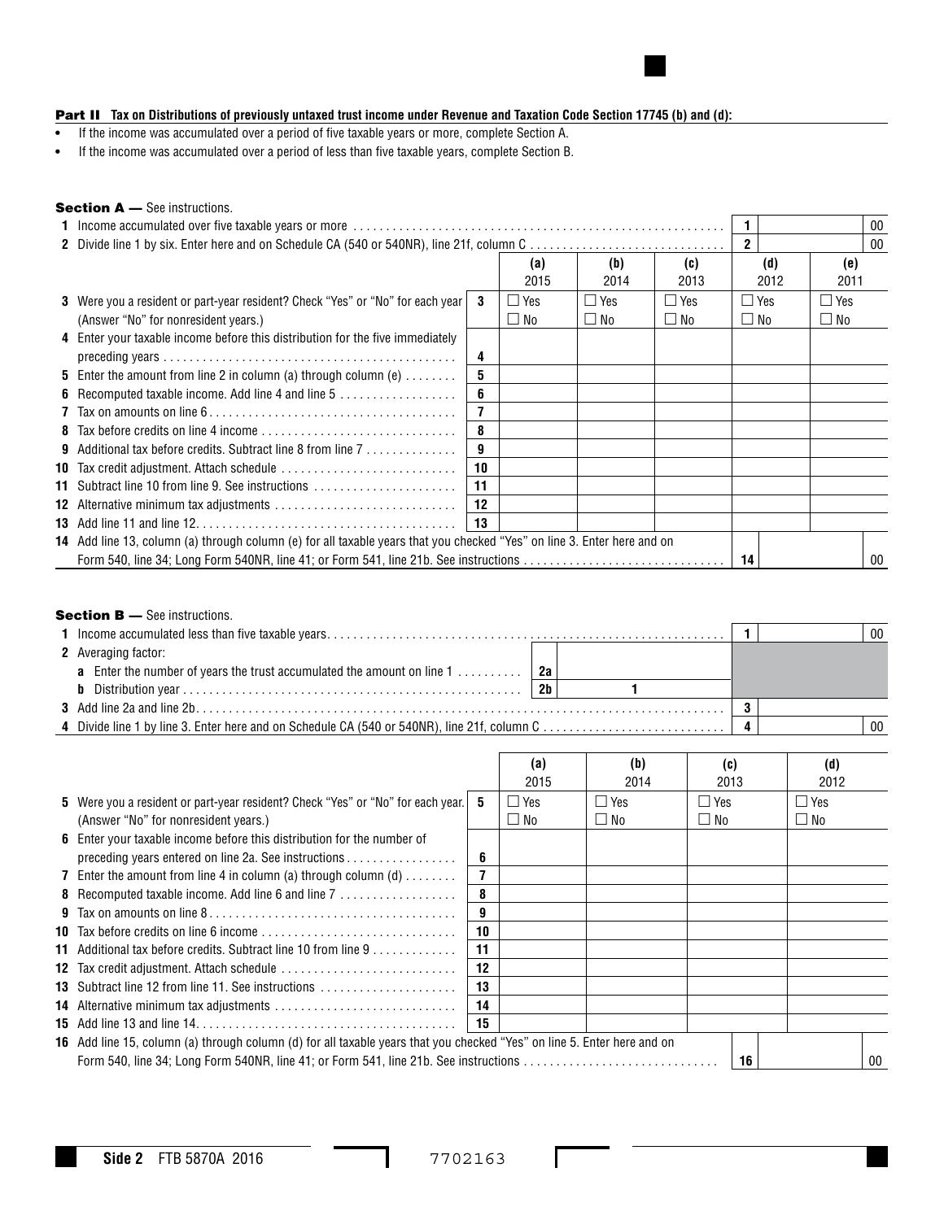**Part II Tax on Distributions of previously untaxed trust income under Revenue and Taxation Code Section 17745 (b) and (d):**

- If the income was accumulated over a period of five taxable years or more, complete Section A.
- If the income was accumulated over a period of less than five taxable years, complete Section B.

**Section A —** See instructions.

| | | | |
|---|---|---|---|
| **1** | Income accumulated over five taxable years or more | **1** | 00 |
| **2** | Divide line 1 by six. Enter here and on Schedule CA (540 or 540NR), line 21f, column C | **2** | 00 |

| | | | (a) 2015 | (b) 2014 | (c) 2013 | (d) 2012 | (e) 2011 |
|---|---|---|---|---|---|---|---|
| **3** | Were you a resident or part-year resident? Check "Yes" or "No" for each year (Answer "No" for nonresident years.) | **3** | ☐ Yes ☐ No | ☐ Yes ☐ No | ☐ Yes ☐ No | ☐ Yes ☐ No | ☐ Yes ☐ No |
| **4** | Enter your taxable income before this distribution for the five immediately preceding years | **4** | | | | | |
| **5** | Enter the amount from line 2 in column (a) through column (e) | **5** | | | | | |
| **6** | Recomputed taxable income. Add line 4 and line 5 | **6** | | | | | |
| **7** | Tax on amounts on line 6 | **7** | | | | | |
| **8** | Tax before credits on line 4 income | **8** | | | | | |
| **9** | Additional tax before credits. Subtract line 8 from line 7 | **9** | | | | | |
| **10** | Tax credit adjustment. Attach schedule | **10** | | | | | |
| **11** | Subtract line 10 from line 9. See instructions | **11** | | | | | |
| **12** | Alternative minimum tax adjustments | **12** | | | | | |
| **13** | Add line 11 and line 12 | **13** | | | | | |

| | | | |
|---|---|---|---|
| **14** | Add line 13, column (a) through column (e) for all taxable years that you checked "Yes" on line 3. Enter here and on Form 540, line 34; Long Form 540NR, line 41; or Form 541, line 21b. See instructions | **14** | 00 |

**Section B —** See instructions.

| | | | | | |
|---|---|---|---|---|---|
| **1** | Income accumulated less than five taxable years | | | **1** | 00 |
| **2** | Averaging factor: | | | | |
| | **a** Enter the number of years the trust accumulated the amount on line 1 | **2a** | | | |
| | **b** Distribution year | **2b** | 1 | | |
| **3** | Add line 2a and line 2b | | | **3** | |
| **4** | Divide line 1 by line 3. Enter here and on Schedule CA (540 or 540NR), line 21f, column C | | | **4** | 00 |

| | | | (a) 2015 | (b) 2014 | (c) 2013 | (d) 2012 |
|---|---|---|---|---|---|---|
| **5** | Were you a resident or part-year resident? Check "Yes" or "No" for each year. (Answer "No" for nonresident years.) | **5** | ☐ Yes ☐ No | ☐ Yes ☐ No | ☐ Yes ☐ No | ☐ Yes ☐ No |
| **6** | Enter your taxable income before this distribution for the number of preceding years entered on line 2a. See instructions | **6** | | | | |
| **7** | Enter the amount from line 4 in column (a) through column (d) | **7** | | | | |
| **8** | Recomputed taxable income. Add line 6 and line 7 | **8** | | | | |
| **9** | Tax on amounts on line 8 | **9** | | | | |
| **10** | Tax before credits on line 6 income | **10** | | | | |
| **11** | Additional tax before credits. Subtract line 10 from line 9 | **11** | | | | |
| **12** | Tax credit adjustment. Attach schedule | **12** | | | | |
| **13** | Subtract line 12 from line 11. See instructions | **13** | | | | |
| **14** | Alternative minimum tax adjustments | **14** | | | | |
| **15** | Add line 13 and line 14 | **15** | | | | |

| | | | |
|---|---|---|---|
| **16** | Add line 15, column (a) through column (d) for all taxable years that you checked "Yes" on line 5. Enter here and on Form 540, line 34; Long Form 540NR, line 41; or Form 541, line 21b. See instructions | **16** | 00 |